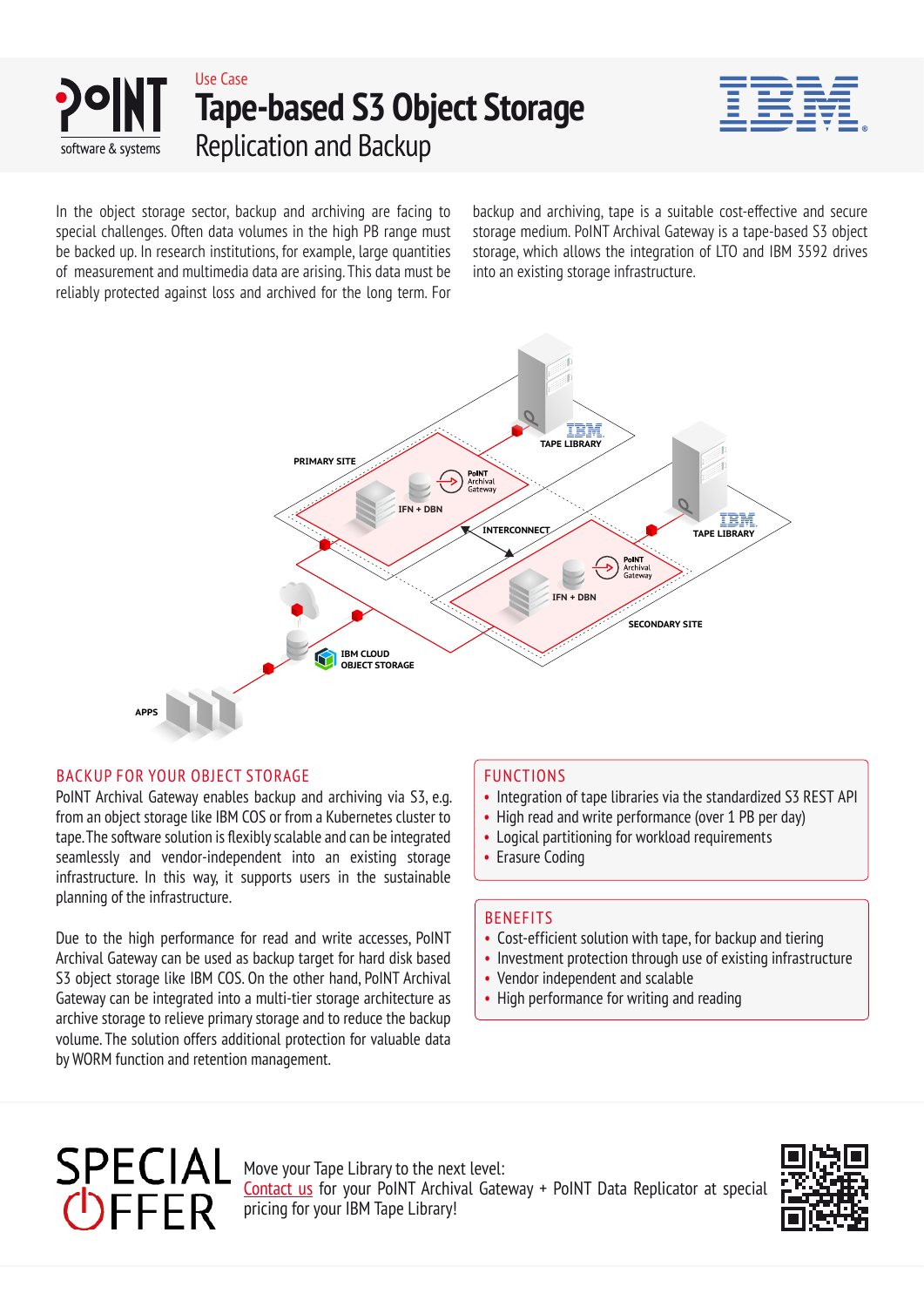Use Case

# Tape-based S3 Object Storage

## Replication and Backup

In the object storage sector, backup and archiving are facing to special challenges. Often data volumes in the high PB range must be backed up. In research institutions, for example, large quantities of measurement and multimedia data are arising. This data must be reliably protected against loss and archived for the long term. For backup and archiving, tape is a suitable cost-effective and secure storage medium. PoINT Archival Gateway is a tape-based S3 object storage, which allows the integration of LTO and IBM 3592 drives into an existing storage infrastructure.

PRIMARY SITE
TAPE LIBRARY
PoINT Archival Gateway
IFN + DBN
INTERCONNECT
TAPE LIBRARY
PoINT Archival Gateway
IFN + DBN
SECONDARY SITE
IBM CLOUD OBJECT STORAGE
APPS

## BACKUP FOR YOUR OBJECT STORAGE

PoINT Archival Gateway enables backup and archiving via S3, e.g. from an object storage like IBM COS or from a Kubernetes cluster to tape. The software solution is flexibly scalable and can be integrated seamlessly and vendor-independent into an existing storage infrastructure. In this way, it supports users in the sustainable planning of the infrastructure.

Due to the high performance for read and write accesses, PoINT Archival Gateway can be used as backup target for hard disk based S3 object storage like IBM COS. On the other hand, PoINT Archival Gateway can be integrated into a multi-tier storage architecture as archive storage to relieve primary storage and to reduce the backup volume. The solution offers additional protection for valuable data by WORM function and retention management.

## FUNCTIONS

- Integration of tape libraries via the standardized S3 REST API
- High read and write performance (over 1 PB per day)
- Logical partitioning for workload requirements
- Erasure Coding

## BENEFITS

- Cost-efficient solution with tape, for backup and tiering
- Investment protection through use of existing infrastructure
- Vendor independent and scalable
- High performance for writing and reading

## SPECIAL OFFER

Move your Tape Library to the next level:
Contact us for your PoINT Archival Gateway + PoINT Data Replicator at special pricing for your IBM Tape Library!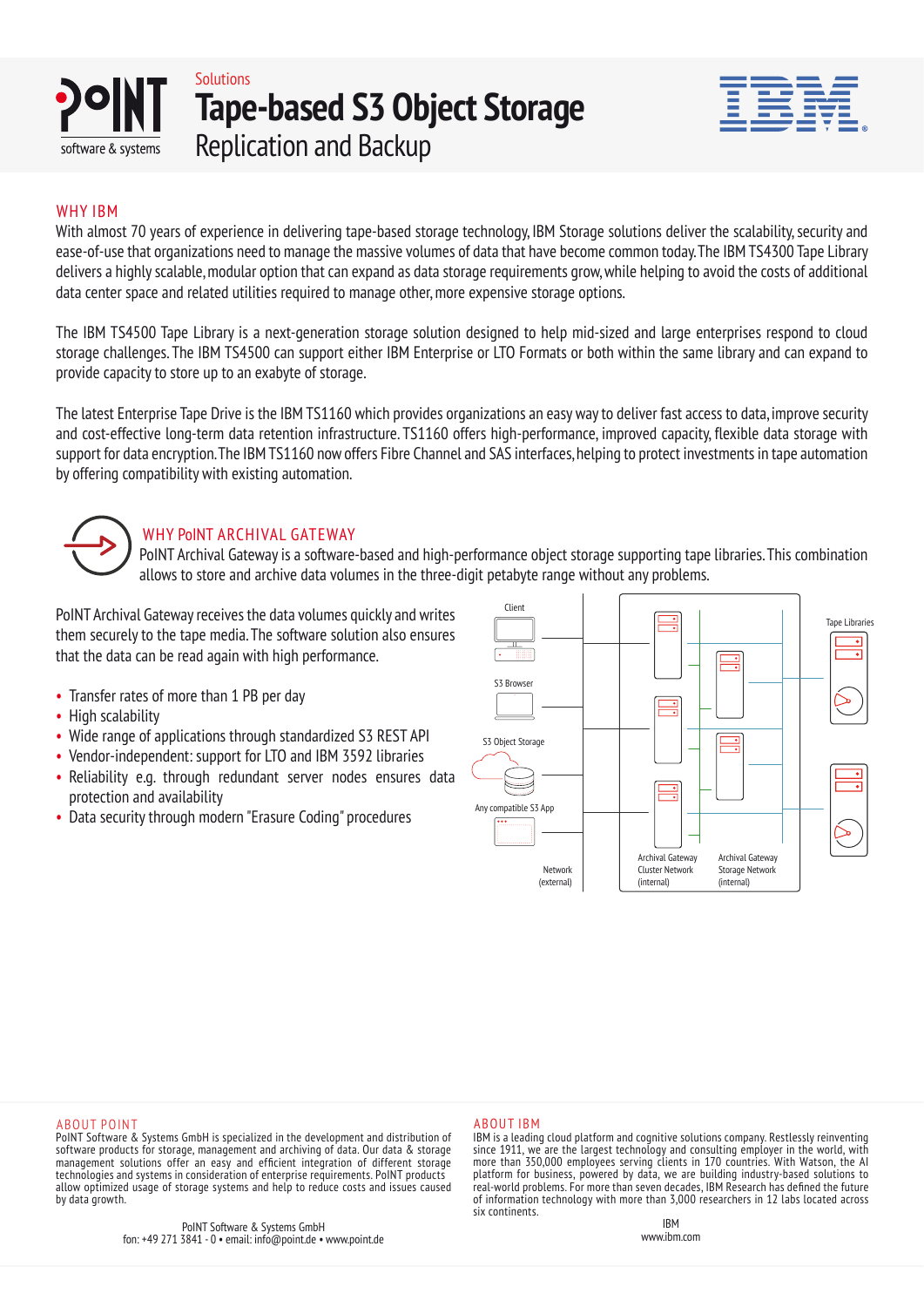Solutions

# Tape-based S3 Object Storage

## Replication and Backup

### WHY IBM

With almost 70 years of experience in delivering tape-based storage technology, IBM Storage solutions deliver the scalability, security and ease-of-use that organizations need to manage the massive volumes of data that have become common today. The IBM TS4300 Tape Library delivers a highly scalable, modular option that can expand as data storage requirements grow, while helping to avoid the costs of additional data center space and related utilities required to manage other, more expensive storage options.

The IBM TS4500 Tape Library is a next-generation storage solution designed to help mid-sized and large enterprises respond to cloud storage challenges. The IBM TS4500 can support either IBM Enterprise or LTO Formats or both within the same library and can expand to provide capacity to store up to an exabyte of storage.

The latest Enterprise Tape Drive is the IBM TS1160 which provides organizations an easy way to deliver fast access to data, improve security and cost-effective long-term data retention infrastructure. TS1160 offers high-performance, improved capacity, flexible data storage with support for data encryption. The IBM TS1160 now offers Fibre Channel and SAS interfaces, helping to protect investments in tape automation by offering compatibility with existing automation.

### WHY PoINT ARCHIVAL GATEWAY

PoINT Archival Gateway is a software-based and high-performance object storage supporting tape libraries. This combination allows to store and archive data volumes in the three-digit petabyte range without any problems.

PoINT Archival Gateway receives the data volumes quickly and writes them securely to the tape media. The software solution also ensures that the data can be read again with high performance.

- Transfer rates of more than 1 PB per day
- High scalability
- Wide range of applications through standardized S3 REST API
- Vendor-independent: support for LTO and IBM 3592 libraries
- Reliability e.g. through redundant server nodes ensures data protection and availability
- Data security through modern "Erasure Coding" procedures

Client
S3 Browser
S3 Object Storage
Any compatible S3 App
Network (external)
Archival Gateway Cluster Network (internal)
Archival Gateway Storage Network (internal)
Tape Libraries

### ABOUT PoINT

PoINT Software & Systems GmbH is specialized in the development and distribution of software products for storage, management and archiving of data. Our data & storage management solutions offer an easy and efficient integration of different storage technologies and systems in consideration of enterprise requirements. PoINT products allow optimized usage of storage systems and help to reduce costs and issues caused by data growth.

PoINT Software & Systems GmbH
fon: +49 271 3841 - 0 • email: info@point.de • www.point.de

### ABOUT IBM

IBM is a leading cloud platform and cognitive solutions company. Restlessly reinventing since 1911, we are the largest technology and consulting employer in the world, with more than 350,000 employees serving clients in 170 countries. With Watson, the AI platform for business, powered by data, we are building industry-based solutions to real-world problems. For more than seven decades, IBM Research has defined the future of information technology with more than 3,000 researchers in 12 labs located across six continents.

IBM
www.ibm.com